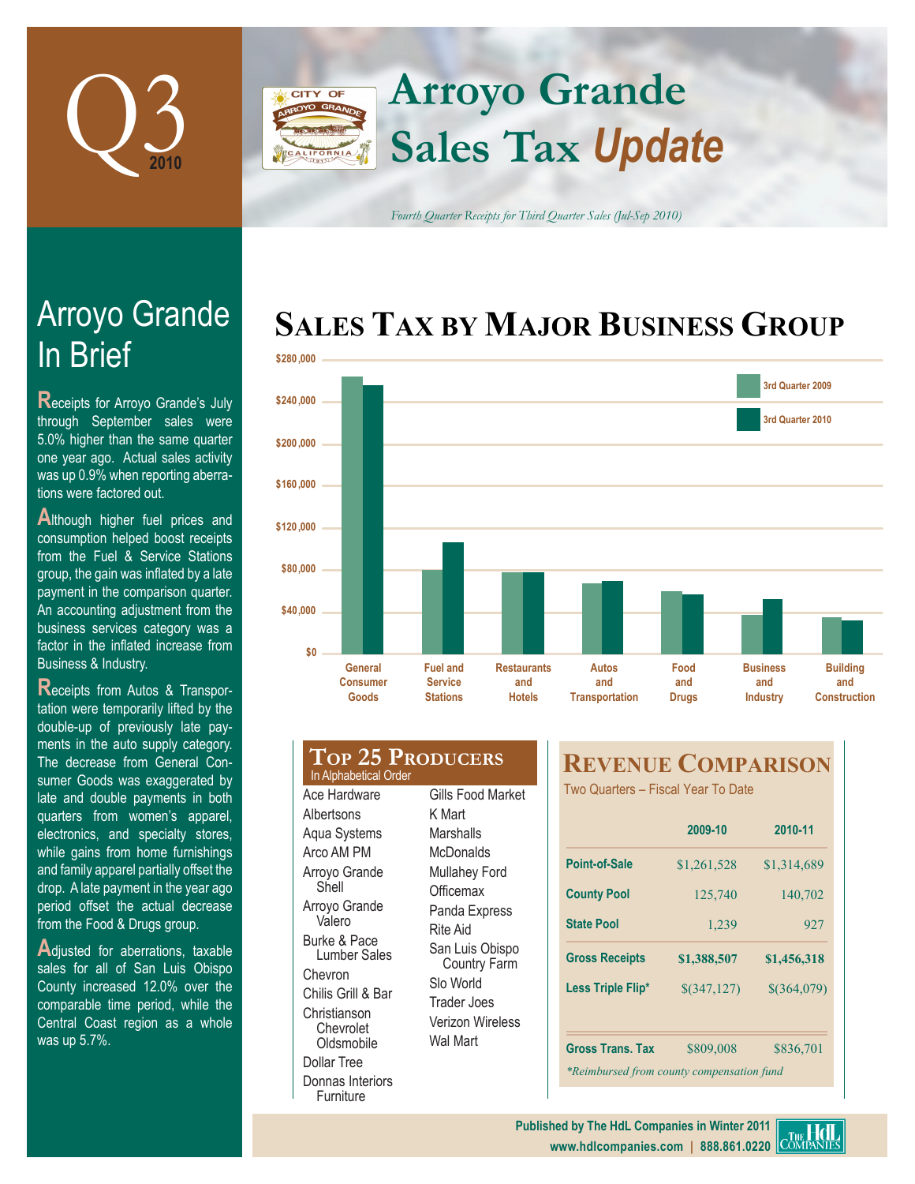# Q3 2010

# Arroyo Grande Sales Tax *Update*

*Fourth Quarter Receipts for Third Quarter Sales (Jul-Sep 2010)*

## Arroyo Grande In Brief

Receipts for Arroyo Grande's July through September sales were 5.0% higher than the same quarter one year ago. Actual sales activity was up 0.9% when reporting aberrations were factored out.

Although higher fuel prices and consumption helped boost receipts from the Fuel & Service Stations group, the gain was inflated by a late payment in the comparison quarter. An accounting adjustment from the business services category was a factor in the inflated increase from Business & Industry.

Receipts from Autos & Transportation were temporarily lifted by the double-up of previously late payments in the auto supply category. The decrease from General Consumer Goods was exaggerated by late and double payments in both quarters from women's apparel, electronics, and specialty stores, while gains from home furnishings and family apparel partially offset the drop. A late payment in the year ago period offset the actual decrease from the Food & Drugs group.

Adjusted for aberrations, taxable sales for all of San Luis Obispo County increased 12.0% over the comparable time period, while the Central Coast region as a whole was up 5.7%.

## Sales Tax by Major Business Group

Chart legend: 3rd Quarter 2009, 3rd Quarter 2010

Categories: General Consumer Goods; Fuel and Service Stations; Restaurants and Hotels; Autos and Transportation; Food and Drugs; Business and Industry; Building and Construction

Y-axis: $0 to $280,000

## Top 25 Producers

In Alphabetical Order

- Ace Hardware
- Albertsons
- Aqua Systems
- Arco AM PM
- Arroyo Grande Shell
- Arroyo Grande Valero
- Burke & Pace Lumber Sales
- Chevron
- Chilis Grill & Bar
- Christianson Chevrolet Oldsmobile
- Dollar Tree
- Donnas Interiors Furniture
- Gills Food Market
- K Mart
- Marshalls
- McDonalds
- Mullahey Ford
- Officemax
- Panda Express
- Rite Aid
- San Luis Obispo Country Farm
- Slo World
- Trader Joes
- Verizon Wireless
- Wal Mart

## Revenue Comparison

Two Quarters – Fiscal Year To Date

| | 2009-10 | 2010-11 |
|---|---|---|
| Point-of-Sale | $1,261,528 | $1,314,689 |
| County Pool | 125,740 | 140,702 |
| State Pool | 1,239 | 927 |
| **Gross Receipts** | **$1,388,507** | **$1,456,318** |
| Less Triple Flip* | $(347,127) | $(364,079) |
| Gross Trans. Tax | $809,008 | $836,701 |

*Reimbursed from county compensation fund

Published by The HdL Companies in Winter 2011
www.hdlcompanies.com | 888.861.0220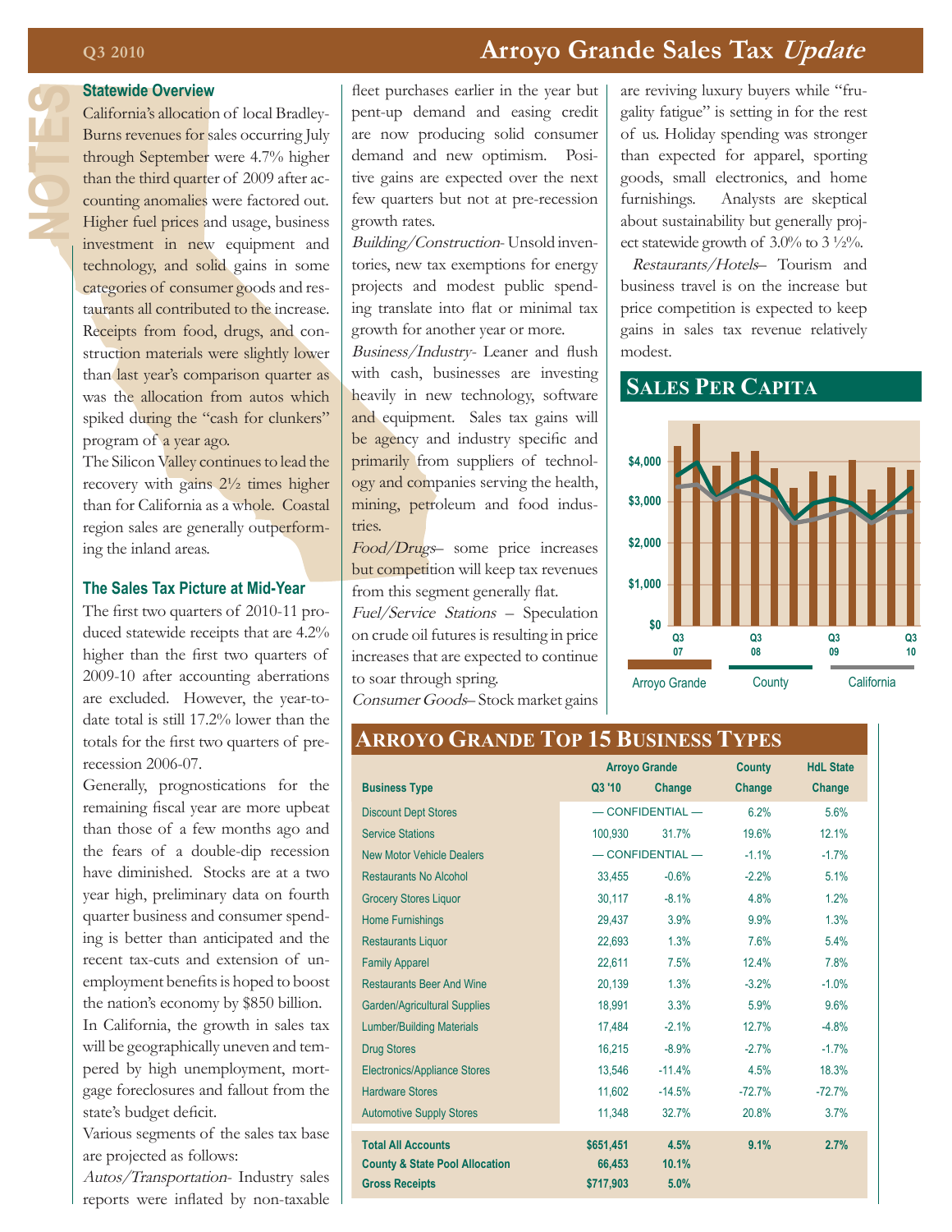# Arroyo Grande Sales Tax *Update*

Q3 2010

NOTES

### Statewide Overview

California's allocation of local Bradley-Burns revenues for sales occurring July through September were 4.7% higher than the third quarter of 2009 after accounting anomalies were factored out. Higher fuel prices and usage, business investment in new equipment and technology, and solid gains in some categories of consumer goods and restaurants all contributed to the increase. Receipts from food, drugs, and construction materials were slightly lower than last year's comparison quarter as was the allocation from autos which spiked during the "cash for clunkers" program of a year ago.

The Silicon Valley continues to lead the recovery with gains 2½ times higher than for California as a whole. Coastal region sales are generally outperforming the inland areas.

### The Sales Tax Picture at Mid-Year

The first two quarters of 2010-11 produced statewide receipts that are 4.2% higher than the first two quarters of 2009-10 after accounting aberrations are excluded. However, the year-to-date total is still 17.2% lower than the totals for the first two quarters of pre-recession 2006-07.

Generally, prognostications for the remaining fiscal year are more upbeat than those of a few months ago and the fears of a double-dip recession have diminished. Stocks are at a two year high, preliminary data on fourth quarter business and consumer spending is better than anticipated and the recent tax-cuts and extension of unemployment benefits is hoped to boost the nation's economy by $850 billion.

In California, the growth in sales tax will be geographically uneven and tempered by high unemployment, mortgage foreclosures and fallout from the state's budget deficit.

Various segments of the sales tax base are projected as follows:

*Autos/Transportation*- Industry sales reports were inflated by non-taxable fleet purchases earlier in the year but pent-up demand and easing credit are now producing solid consumer demand and new optimism. Positive gains are expected over the next few quarters but not at pre-recession growth rates.

*Building/Construction*- Unsold inventories, new tax exemptions for energy projects and modest public spending translate into flat or minimal tax growth for another year or more.

*Business/Industry*- Leaner and flush with cash, businesses are investing heavily in new technology, software and equipment. Sales tax gains will be agency and industry specific and primarily from suppliers of technology and companies serving the health, mining, petroleum and food industries.

*Food/Drugs*– some price increases but competition will keep tax revenues from this segment generally flat.

*Fuel/Service Stations* – Speculation on crude oil futures is resulting in price increases that are expected to continue to soar through spring.

*Consumer Goods*– Stock market gains are reviving luxury buyers while "frugality fatigue" is setting in for the rest of us. Holiday spending was stronger than expected for apparel, sporting goods, small electronics, and home furnishings. Analysts are skeptical about sustainability but generally project statewide growth of 3.0% to 3 ½%.

*Restaurants/Hotels*– Tourism and business travel is on the increase but price competition is expected to keep gains in sales tax revenue relatively modest.

## Sales Per Capita

$4,000
$3,000
$2,000
$1,000
$0
Q3 07
Q3 08
Q3 09
Q3 10
Arroyo Grande
County
California

## Arroyo Grande Top 15 Business Types

| Business Type | Arroyo Grande Q3 '10 | Arroyo Grande Change | County Change | HdL State Change |
|---|---|---|---|---|
| Discount Dept Stores | — CONFIDENTIAL — | | 6.2% | 5.6% |
| Service Stations | 100,930 | 31.7% | 19.6% | 12.1% |
| New Motor Vehicle Dealers | — CONFIDENTIAL — | | -1.1% | -1.7% |
| Restaurants No Alcohol | 33,455 | -0.6% | -2.2% | 5.1% |
| Grocery Stores Liquor | 30,117 | -8.1% | 4.8% | 1.2% |
| Home Furnishings | 29,437 | 3.9% | 9.9% | 1.3% |
| Restaurants Liquor | 22,693 | 1.3% | 7.6% | 5.4% |
| Family Apparel | 22,611 | 7.5% | 12.4% | 7.8% |
| Restaurants Beer And Wine | 20,139 | 1.3% | -3.2% | -1.0% |
| Garden/Agricultural Supplies | 18,991 | 3.3% | 5.9% | 9.6% |
| Lumber/Building Materials | 17,484 | -2.1% | 12.7% | -4.8% |
| Drug Stores | 16,215 | -8.9% | -2.7% | -1.7% |
| Electronics/Appliance Stores | 13,546 | -11.4% | 4.5% | 18.3% |
| Hardware Stores | 11,602 | -14.5% | -72.7% | -72.7% |
| Automotive Supply Stores | 11,348 | 32.7% | 20.8% | 3.7% |
| **Total All Accounts** | **$651,451** | **4.5%** | **9.1%** | **2.7%** |
| **County & State Pool Allocation** | **66,453** | **10.1%** | | |
| **Gross Receipts** | **$717,903** | **5.0%** | | |